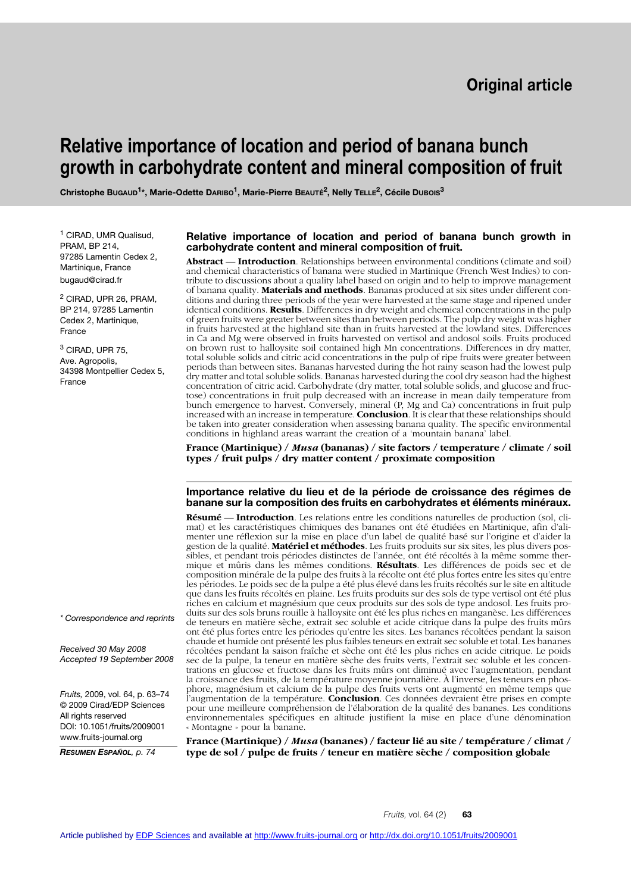Original article

# Relative importance of location and period of banana bunch growth in carbohydrate content and mineral composition of fruit

**Christophe Bugaud[1]\*, Marie-Odette Daribo[1], Marie-Pierre Beauté[2], Nelly Telle[2], Cécile Dubois[3]**

[1] CIRAD, UMR Qualisud, PRAM, BP 214, 97285 Lamentin Cedex 2, Martinique, France
bugaud@cirad.fr

[2] CIRAD, UPR 26, PRAM, BP 214, 97285 Lamentin Cedex 2, Martinique, France

[3] CIRAD, UPR 75, Ave. Agropolis, 34398 Montpellier Cedex 5, France

*\* Correspondence and reprints*

*Received 30 May 2008*
*Accepted 19 September 2008*

*Fruits,* 2009, vol. 64, p. 63–74
© 2009 Cirad/EDP Sciences
All rights reserved
DOI: 10.1051/fruits/2009001
www.fruits-journal.org

***Resumen Español**, p. 74*

## Relative importance of location and period of banana bunch growth in carbohydrate content and mineral composition of fruit.

**Abstract** — **Introduction**. Relationships between environmental conditions (climate and soil) and chemical characteristics of banana were studied in Martinique (French West Indies) to contribute to discussions about a quality label based on origin and to help to improve management of banana quality. **Materials and methods**. Bananas produced at six sites under different conditions and during three periods of the year were harvested at the same stage and ripened under identical conditions. **Results**. Differences in dry weight and chemical concentrations in the pulp of green fruits were greater between sites than between periods. The pulp dry weight was higher in fruits harvested at the highland site than in fruits harvested at the lowland sites. Differences in Ca and Mg were observed in fruits harvested on vertisol and andosol soils. Fruits produced on brown rust to halloysite soil contained high Mn concentrations. Differences in dry matter, total soluble solids and citric acid concentrations in the pulp of ripe fruits were greater between periods than between sites. Bananas harvested during the hot rainy season had the lowest pulp dry matter and total soluble solids. Bananas harvested during the cool dry season had the highest concentration of citric acid. Carbohydrate (dry matter, total soluble solids, and glucose and fructose) concentrations in fruit pulp decreased with an increase in mean daily temperature from bunch emergence to harvest. Conversely, mineral (P, Mg and Ca) concentrations in fruit pulp increased with an increase in temperature. **Conclusion**. It is clear that these relationships should be taken into greater consideration when assessing banana quality. The specific environmental conditions in highland areas warrant the creation of a 'mountain banana' label.

**France (Martinique) / *Musa* (bananas) / site factors / temperature / climate / soil types / fruit pulps / dry matter content / proximate composition**

## Importance relative du lieu et de la période de croissance des régimes de banane sur la composition des fruits en carbohydrates et éléments minéraux.

**Résumé** — **Introduction**. Les relations entre les conditions naturelles de production (sol, climat) et les caractéristiques chimiques des bananes ont été étudiées en Martinique, afin d'alimenter une réflexion sur la mise en place d'un label de qualité basé sur l'origine et d'aider la gestion de la qualité. **Matériel et méthodes**. Les fruits produits sur six sites, les plus divers possibles, et pendant trois périodes distinctes de l'année, ont été récoltés à la même somme thermique et mûris dans les mêmes conditions. **Résultats**. Les différences de poids sec et de composition minérale de la pulpe des fruits à la récolte ont été plus fortes entre les sites qu'entre les périodes. Le poids sec de la pulpe a été plus élevé dans les fruits récoltés sur le site en altitude que dans les fruits récoltés en plaine. Les fruits produits sur des sols de type vertisol ont été plus riches en calcium et magnésium que ceux produits sur des sols de type andosol. Les fruits produits sur des sols bruns rouille à halloysite ont été les plus riches en manganèse. Les différences de teneurs en matière sèche, extrait sec soluble et acide citrique dans la pulpe des fruits mûrs ont été plus fortes entre les périodes qu'entre les sites. Les bananes récoltées pendant la saison chaude et humide ont présenté les plus faibles teneurs en extrait sec soluble et total. Les bananes récoltées pendant la saison fraîche et sèche ont été les plus riches en acide citrique. Le poids sec de la pulpe, la teneur en matière sèche des fruits verts, l'extrait sec soluble et les concentrations en glucose et fructose dans les fruits mûrs ont diminué avec l'augmentation, pendant la croissance des fruits, de la température moyenne journalière. À l'inverse, les teneurs en phosphore, magnésium et calcium de la pulpe des fruits verts ont augmenté en même temps que l'augmentation de la température. **Conclusion**. Ces données devraient être prises en compte pour une meilleure compréhension de l'élaboration de la qualité des bananes. Les conditions environnementales spécifiques en altitude justifient la mise en place d'une dénomination « Montagne » pour la banane.

**France (Martinique) / *Musa* (bananes) / facteur lié au site / température / climat / type de sol / pulpe de fruits / teneur en matière sèche / composition globale**

Article published by EDP Sciences and available at http://www.fruits-journal.org or http://dx.doi.org/10.1051/fruits/2009001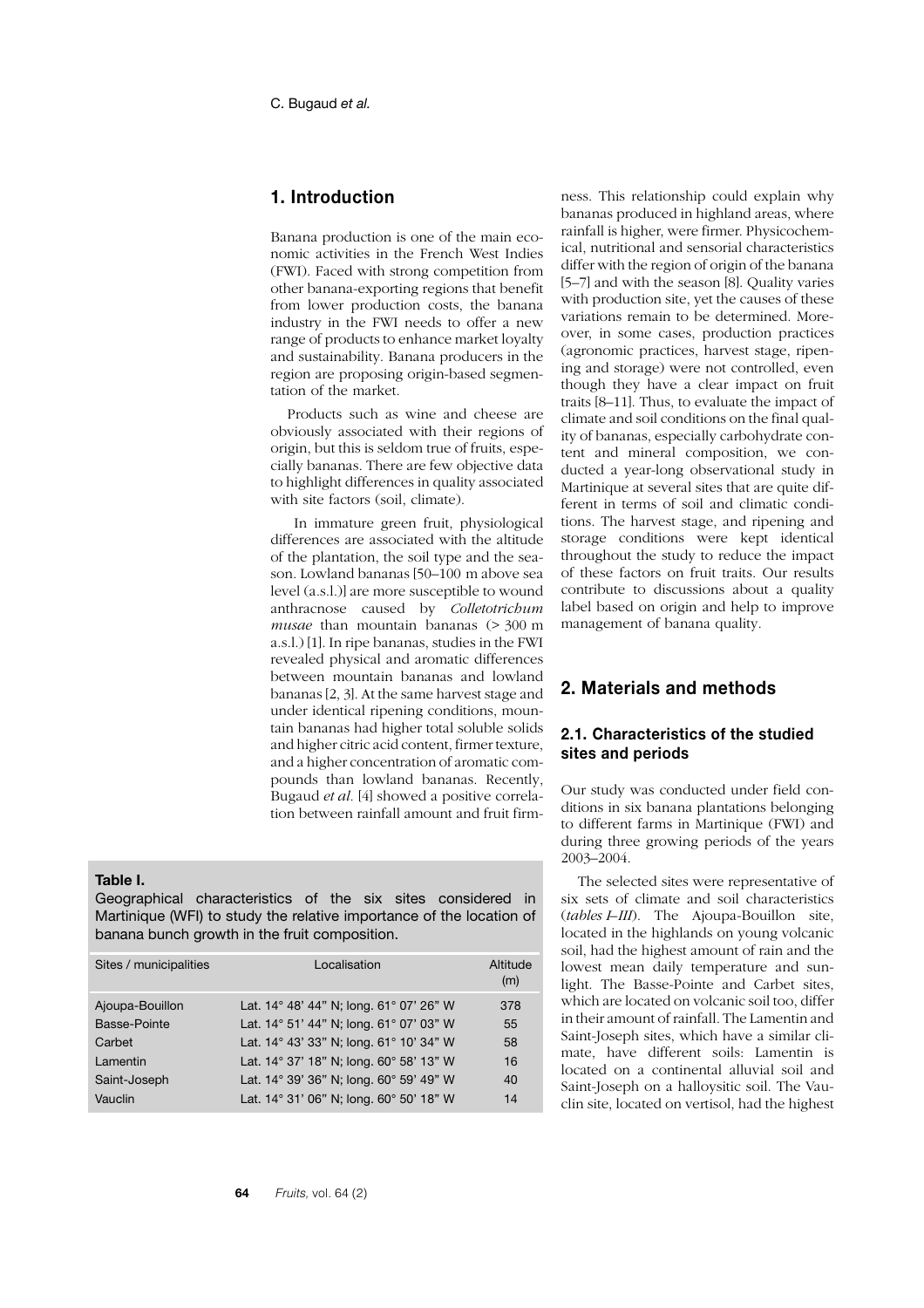## 1. Introduction

Banana production is one of the main economic activities in the French West Indies (FWI). Faced with strong competition from other banana-exporting regions that benefit from lower production costs, the banana industry in the FWI needs to offer a new range of products to enhance market loyalty and sustainability. Banana producers in the region are proposing origin-based segmentation of the market.

Products such as wine and cheese are obviously associated with their regions of origin, but this is seldom true of fruits, especially bananas. There are few objective data to highlight differences in quality associated with site factors (soil, climate).

In immature green fruit, physiological differences are associated with the altitude of the plantation, the soil type and the season. Lowland bananas [50–100 m above sea level (a.s.l.)] are more susceptible to wound anthracnose caused by *Colletotrichum musae* than mountain bananas (> 300 m a.s.l.) [1]. In ripe bananas, studies in the FWI revealed physical and aromatic differences between mountain bananas and lowland bananas [2, 3]. At the same harvest stage and under identical ripening conditions, mountain bananas had higher total soluble solids and higher citric acid content, firmer texture, and a higher concentration of aromatic compounds than lowland bananas. Recently, Bugaud *et al.* [4] showed a positive correlation between rainfall amount and fruit firmness. This relationship could explain why bananas produced in highland areas, where rainfall is higher, were firmer. Physicochemical, nutritional and sensorial characteristics differ with the region of origin of the banana [5–7] and with the season [8]. Quality varies with production site, yet the causes of these variations remain to be determined. Moreover, in some cases, production practices (agronomic practices, harvest stage, ripening and storage) were not controlled, even though they have a clear impact on fruit traits [8–11]. Thus, to evaluate the impact of climate and soil conditions on the final quality of bananas, especially carbohydrate content and mineral composition, we conducted a year-long observational study in Martinique at several sites that are quite different in terms of soil and climatic conditions. The harvest stage, and ripening and storage conditions were kept identical throughout the study to reduce the impact of these factors on fruit traits. Our results contribute to discussions about a quality label based on origin and help to improve management of banana quality.

## 2. Materials and methods

### 2.1. Characteristics of the studied sites and periods

Our study was conducted under field conditions in six banana plantations belonging to different farms in Martinique (FWI) and during three growing periods of the years 2003–2004.

The selected sites were representative of six sets of climate and soil characteristics (*tables I–III*). The Ajoupa-Bouillon site, located in the highlands on young volcanic soil, had the highest amount of rain and the lowest mean daily temperature and sunlight. The Basse-Pointe and Carbet sites, which are located on volcanic soil too, differ in their amount of rainfall. The Lamentin and Saint-Joseph sites, which have a similar climate, have different soils: Lamentin is located on a continental alluvial soil and Saint-Joseph on a halloysitic soil. The Vauclin site, located on vertisol, had the highest

**Table I.**
Geographical characteristics of the six sites considered in Martinique (WFI) to study the relative importance of the location of banana bunch growth in the fruit composition.

| Sites / municipalities | Localisation | Altitude (m) |
|---|---|---|
| Ajoupa-Bouillon | Lat. 14° 48' 44" N; long. 61° 07' 26" W | 378 |
| Basse-Pointe | Lat. 14° 51' 44" N; long. 61° 07' 03" W | 55 |
| Carbet | Lat. 14° 43' 33" N; long. 61° 10' 34" W | 58 |
| Lamentin | Lat. 14° 37' 18" N; long. 60° 58' 13" W | 16 |
| Saint-Joseph | Lat. 14° 39' 36" N; long. 60° 59' 49" W | 40 |
| Vauclin | Lat. 14° 31' 06" N; long. 60° 50' 18" W | 14 |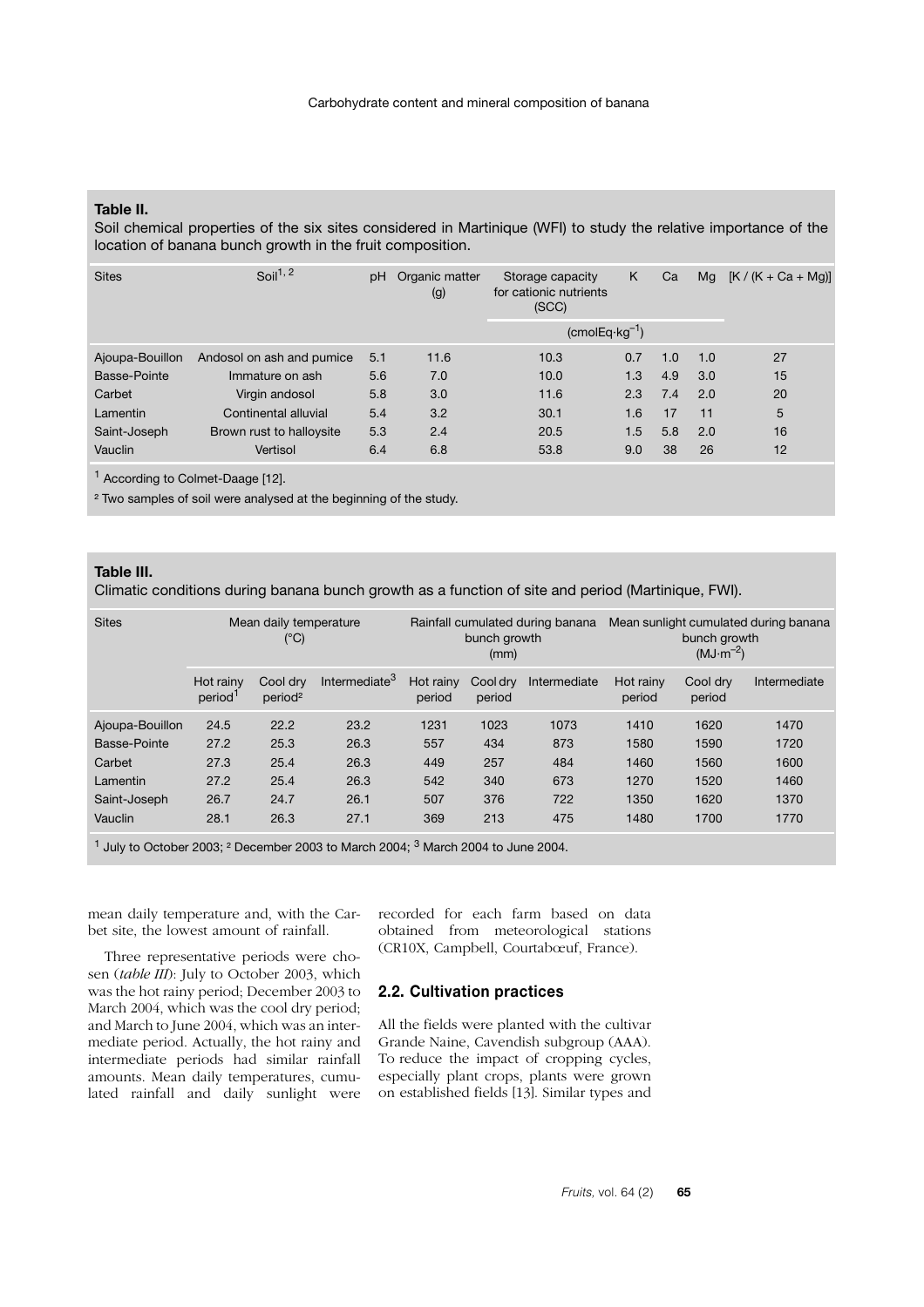**Table II.**
Soil chemical properties of the six sites considered in Martinique (WFI) to study the relative importance of the location of banana bunch growth in the fruit composition.

| Sites | Soil[1, 2] | pH | Organic matter (g) | Storage capacity for cationic nutrients (SCC) | K | Ca | Mg | [K / (K + Ca + Mg)] |
|---|---|---|---|---|---|---|---|---|
| | | | | ($cmolEq \cdot kg^{-1}$) | | | | |
| Ajoupa-Bouillon | Andosol on ash and pumice | 5.1 | 11.6 | 10.3 | 0.7 | 1.0 | 1.0 | 27 |
| Basse-Pointe | Immature on ash | 5.6 | 7.0 | 10.0 | 1.3 | 4.9 | 3.0 | 15 |
| Carbet | Virgin andosol | 5.8 | 3.0 | 11.6 | 2.3 | 7.4 | 2.0 | 20 |
| Lamentin | Continental alluvial | 5.4 | 3.2 | 30.1 | 1.6 | 17 | 11 | 5 |
| Saint-Joseph | Brown rust to halloysite | 5.3 | 2.4 | 20.5 | 1.5 | 5.8 | 2.0 | 16 |
| Vauclin | Vertisol | 6.4 | 6.8 | 53.8 | 9.0 | 38 | 26 | 12 |

[1] According to Colmet-Daage [12].

[2] Two samples of soil were analysed at the beginning of the study.

**Table III.**
Climatic conditions during banana bunch growth as a function of site and period (Martinique, FWI).

| Sites | Mean daily temperature (°C) | | | Rainfall cumulated during banana bunch growth (mm) | | | Mean sunlight cumulated during banana bunch growth ($MJ \cdot m^{-2}$) | | |
|---|---|---|---|---|---|---|---|---|---|
| | Hot rainy period[1] | Cool dry period[2] | Intermediate[3] | Hot rainy period | Cool dry period | Intermediate | Hot rainy period | Cool dry period | Intermediate |
| Ajoupa-Bouillon | 24.5 | 22.2 | 23.2 | 1231 | 1023 | 1073 | 1410 | 1620 | 1470 |
| Basse-Pointe | 27.2 | 25.3 | 26.3 | 557 | 434 | 873 | 1580 | 1590 | 1720 |
| Carbet | 27.3 | 25.4 | 26.3 | 449 | 257 | 484 | 1460 | 1560 | 1600 |
| Lamentin | 27.2 | 25.4 | 26.3 | 542 | 340 | 673 | 1270 | 1520 | 1460 |
| Saint-Joseph | 26.7 | 24.7 | 26.1 | 507 | 376 | 722 | 1350 | 1620 | 1370 |
| Vauclin | 28.1 | 26.3 | 27.1 | 369 | 213 | 475 | 1480 | 1700 | 1770 |

[1] July to October 2003; [2] December 2003 to March 2004; [3] March 2004 to June 2004.

mean daily temperature and, with the Carbet site, the lowest amount of rainfall.

Three representative periods were chosen (*table III*): July to October 2003, which was the hot rainy period; December 2003 to March 2004, which was the cool dry period; and March to June 2004, which was an intermediate period. Actually, the hot rainy and intermediate periods had similar rainfall amounts. Mean daily temperatures, cumulated rainfall and daily sunlight were recorded for each farm based on data obtained from meteorological stations (CR10X, Campbell, Courtabœuf, France).

## 2.2. Cultivation practices

All the fields were planted with the cultivar Grande Naine, Cavendish subgroup (AAA). To reduce the impact of cropping cycles, especially plant crops, plants were grown on established fields [13]. Similar types and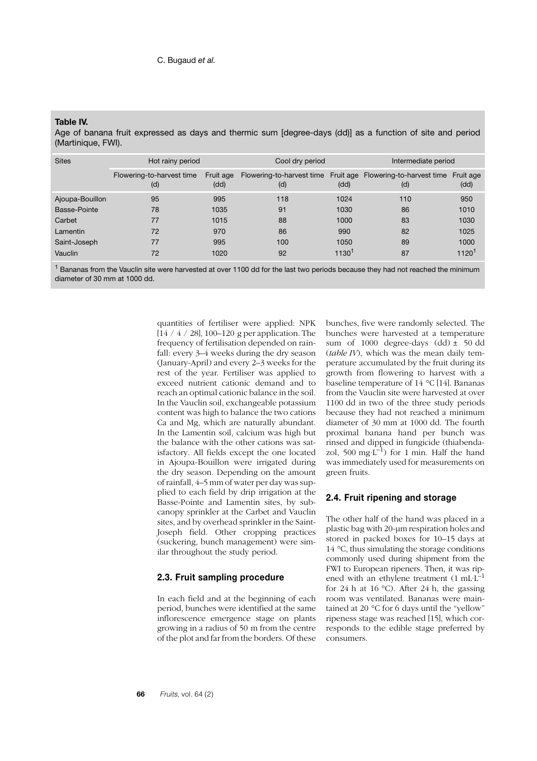**Table IV.**
Age of banana fruit expressed as days and thermic sum [degree-days (dd)] as a function of site and period (Martinique, FWI).

| Sites | Hot rainy period | | Cool dry period | | Intermediate period | |
|---|---|---|---|---|---|---|
| | Flowering-to-harvest time (d) | Fruit age (dd) | Flowering-to-harvest time (d) | Fruit age (dd) | Flowering-to-harvest time (d) | Fruit age (dd) |
| Ajoupa-Bouillon | 95 | 995 | 118 | 1024 | 110 | 950 |
| Basse-Pointe | 78 | 1035 | 91 | 1030 | 86 | 1010 |
| Carbet | 77 | 1015 | 88 | 1000 | 83 | 1030 |
| Lamentin | 72 | 970 | 86 | 990 | 82 | 1025 |
| Saint-Joseph | 77 | 995 | 100 | 1050 | 89 | 1000 |
| Vauclin | 72 | 1020 | 92 | 1130[1] | 87 | 1120[1] |

[1] Bananas from the Vauclin site were harvested at over 1100 dd for the last two periods because they had not reached the minimum diameter of 30 mm at 1000 dd.

quantities of fertiliser were applied: NPK [14 / 4 / 28], 100–120 g per application. The frequency of fertilisation depended on rainfall: every 3–4 weeks during the dry season (January-April) and every 2–3 weeks for the rest of the year. Fertiliser was applied to exceed nutrient cationic demand and to reach an optimal cationic balance in the soil. In the Vauclin soil, exchangeable potassium content was high to balance the two cations Ca and Mg, which are naturally abundant. In the Lamentin soil, calcium was high but the balance with the other cations was satisfactory. All fields except the one located in Ajoupa-Bouillon were irrigated during the dry season. Depending on the amount of rainfall, 4–5 mm of water per day was supplied to each field by drip irrigation at the Basse-Pointe and Lamentin sites, by subcanopy sprinkler at the Carbet and Vauclin sites, and by overhead sprinkler in the Saint-Joseph field. Other cropping practices (suckering, bunch management) were similar throughout the study period.

### 2.3. Fruit sampling procedure

In each field and at the beginning of each period, bunches were identified at the same inflorescence emergence stage on plants growing in a radius of 50 m from the centre of the plot and far from the borders. Of these bunches, five were randomly selected. The bunches were harvested at a temperature sum of 1000 degree-days (dd) ± 50 dd (*table IV*), which was the mean daily temperature accumulated by the fruit during its growth from flowering to harvest with a baseline temperature of 14 °C [14]. Bananas from the Vauclin site were harvested at over 1100 dd in two of the three study periods because they had not reached a minimum diameter of 30 mm at 1000 dd. The fourth proximal banana hand per bunch was rinsed and dipped in fungicide (thiabendazol, 500 $mg \cdot L^{-1}$) for 1 min. Half the hand was immediately used for measurements on green fruits.

### 2.4. Fruit ripening and storage

The other half of the hand was placed in a plastic bag with 20-µm respiration holes and stored in packed boxes for 10–15 days at 14 °C, thus simulating the storage conditions commonly used during shipment from the FWI to European ripeners. Then, it was ripened with an ethylene treatment (1 $mL \cdot L^{-1}$ for 24 h at 16 °C). After 24 h, the gassing room was ventilated. Bananas were maintained at 20 °C for 6 days until the "yellow" ripeness stage was reached [15], which corresponds to the edible stage preferred by consumers.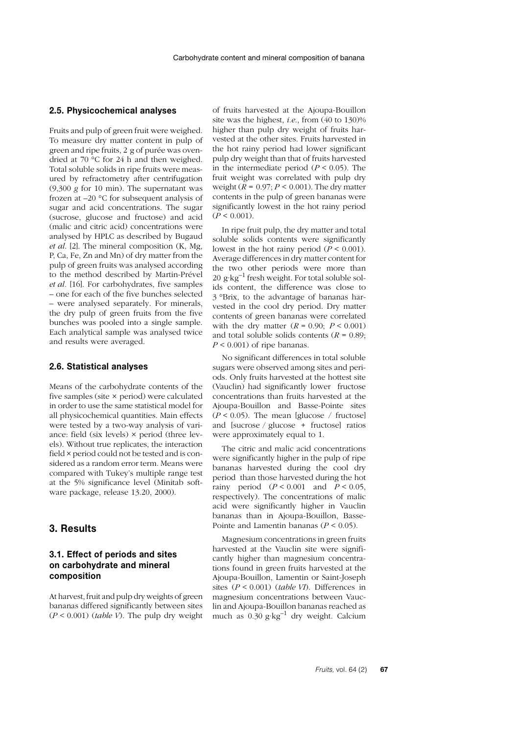### 2.5. Physicochemical analyses

Fruits and pulp of green fruit were weighed. To measure dry matter content in pulp of green and ripe fruits, 2 g of purée was oven-dried at 70 °C for 24 h and then weighed. Total soluble solids in ripe fruits were measured by refractometry after centrifugation (9,300 *g* for 10 min). The supernatant was frozen at –20 °C for subsequent analysis of sugar and acid concentrations. The sugar (sucrose, glucose and fructose) and acid (malic and citric acid) concentrations were analysed by HPLC as described by Bugaud *et al*. [2]. The mineral composition (K, Mg, P, Ca, Fe, Zn and Mn) of dry matter from the pulp of green fruits was analysed according to the method described by Martin-Prével *et al*. [16]. For carbohydrates, five samples – one for each of the five bunches selected – were analysed separately. For minerals, the dry pulp of green fruits from the five bunches was pooled into a single sample. Each analytical sample was analysed twice and results were averaged.

### 2.6. Statistical analyses

Means of the carbohydrate contents of the five samples (site × period) were calculated in order to use the same statistical model for all physicochemical quantities. Main effects were tested by a two-way analysis of variance: field (six levels) × period (three levels). Without true replicates, the interaction field × period could not be tested and is considered as a random error term. Means were compared with Tukey's multiple range test at the 5% significance level (Minitab software package, release 13.20, 2000).

## 3. Results

### 3.1. Effect of periods and sites on carbohydrate and mineral composition

At harvest, fruit and pulp dry weights of green bananas differed significantly between sites ($P < 0.001$) (*table V*). The pulp dry weight of fruits harvested at the Ajoupa-Bouillon site was the highest, *i.e.*, from (40 to 130)% higher than pulp dry weight of fruits harvested at the other sites. Fruits harvested in the hot rainy period had lower significant pulp dry weight than that of fruits harvested in the intermediate period ($P < 0.05$). The fruit weight was correlated with pulp dry weight ($R = 0.97$; $P < 0.001$). The dry matter contents in the pulp of green bananas were significantly lowest in the hot rainy period ($P < 0.001$).

In ripe fruit pulp, the dry matter and total soluble solids contents were significantly lowest in the hot rainy period ($P < 0.001$). Average differences in dry matter content for the two other periods were more than 20 $g \cdot kg^{-1}$ fresh weight. For total soluble solids content, the difference was close to 3 °Brix, to the advantage of bananas harvested in the cool dry period. Dry matter contents of green bananas were correlated with the dry matter ($R = 0.90$; $P < 0.001$) and total soluble solids contents ($R = 0.89$; $P < 0.001$) of ripe bananas.

No significant differences in total soluble sugars were observed among sites and periods. Only fruits harvested at the hottest site (Vauclin) had significantly lower fructose concentrations than fruits harvested at the Ajoupa-Bouillon and Basse-Pointe sites ($P < 0.05$). The mean [glucose / fructose] and [sucrose / glucose + fructose] ratios were approximately equal to 1.

The citric and malic acid concentrations were significantly higher in the pulp of ripe bananas harvested during the cool dry period than those harvested during the hot rainy period ($P < 0.001$ and $P < 0.05$, respectively). The concentrations of malic acid were significantly higher in Vauclin bananas than in Ajoupa-Bouillon, Basse-Pointe and Lamentin bananas ($P < 0.05$).

Magnesium concentrations in green fruits harvested at the Vauclin site were significantly higher than magnesium concentrations found in green fruits harvested at the Ajoupa-Bouillon, Lamentin or Saint-Joseph sites ($P < 0.001$) (*table VI*). Differences in magnesium concentrations between Vauclin and Ajoupa-Bouillon bananas reached as much as 0.30 $g \cdot kg^{-1}$ dry weight. Calcium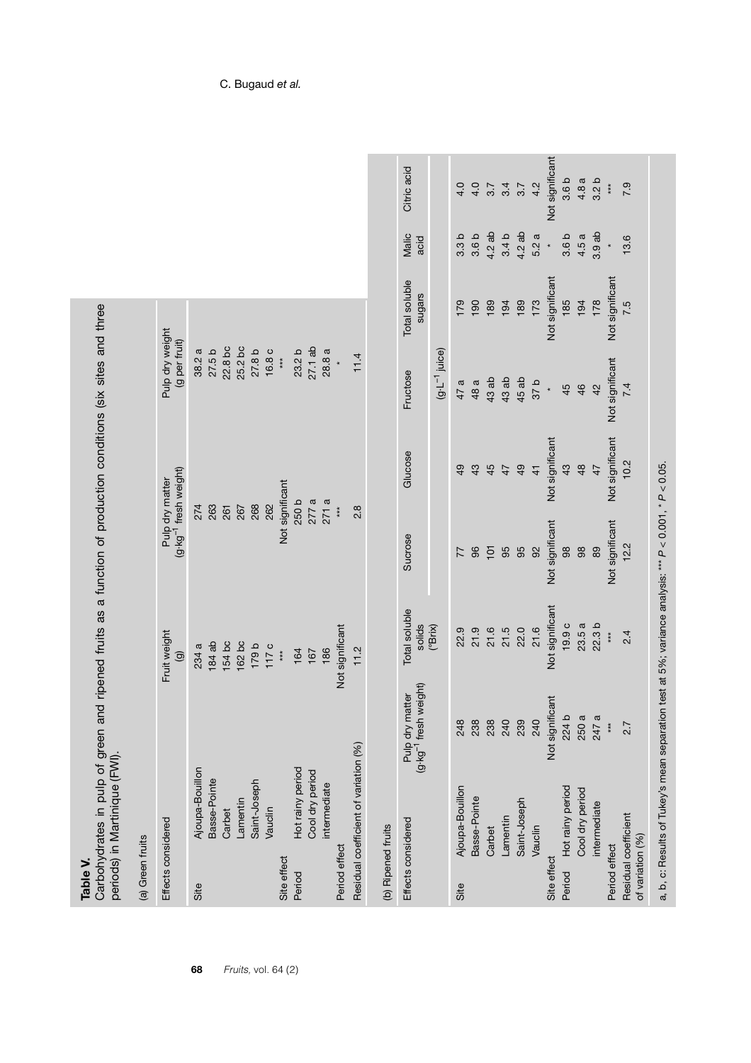**Table V.**
Carbohydrates in pulp of green and ripened fruits as a function of production conditions (six sites and three periods) in Martinique (FWI).

(a) Green fruits

| Effects considered | | Fruit weight (g) | Pulp dry matter ($g \cdot kg^{-1}$ fresh weight) | Pulp dry weight (g per fruit) |
|---|---|---|---|---|
| Site | Ajoupa-Bouillon | 234 a | 274 | 38.2 a |
| | Basse-Pointe | 184 ab | 263 | 27.5 b |
| | Carbet | 154 bc | 261 | 22.8 bc |
| | Lamentin | 162 bc | 267 | 25.2 bc |
| | Saint-Joseph | 179 b | 268 | 27.8 b |
| | Vauclin | 117 c | 262 | 16.8 c |
| Site effect | | *** | Not significant | *** |
| Period | Hot rainy period | 164 | 250 b | 23.2 b |
| | Cool dry period | 167 | 277 a | 27.1 ab |
| | intermediate | 186 | 271 a | 28.8 a |
| Period effect | | Not significant | *** | * |
| Residual coefficient of variation (%) | | 11.2 | 2.8 | 11.4 |

(b) Ripened fruits

| Effects considered | | Pulp dry matter ($g \cdot kg^{-1}$ fresh weight) | Total soluble solids (°Brix) | Sucrose | Glucose | Fructose | Total soluble sugars | Malic acid | Citric acid |
|---|---|---|---|---|---|---|---|---|---|
| | | | | ($g \cdot L^{-1}$ juice) | | | | | |
| Site | Ajoupa-Bouillon | 248 | 22.9 | 77 | 49 | 47 a | 179 | 3.3 b | 4.0 |
| | Basse-Pointe | 238 | 21.9 | 96 | 43 | 48 a | 190 | 3.6 b | 4.0 |
| | Carbet | 238 | 21.6 | 101 | 45 | 43 ab | 189 | 4.2 ab | 3.7 |
| | Lamentin | 240 | 21.5 | 95 | 47 | 43 ab | 194 | 3.4 b | 3.4 |
| | Saint-Joseph | 239 | 22.0 | 95 | 49 | 45 ab | 189 | 4.2 ab | 3.7 |
| | Vauclin | 240 | 21.6 | 92 | 41 | 37 b | 173 | 5.2 a | 4.2 |
| Site effect | | Not significant | Not significant | Not significant | Not significant | * | Not significant | * | Not significant |
| Period | Hot rainy period | 224 b | 19.9 c | 98 | 43 | 45 | 185 | 3.6 b | 3.6 b |
| | Cool dry period | 250 a | 23.5 a | 98 | 48 | 46 | 194 | 4.5 a | 4.8 a |
| | intermediate | 247 a | 22.3 b | 89 | 47 | 42 | 178 | 3.9 ab | 3.2 b |
| Period effect | | *** | *** | Not significant | Not significant | Not significant | Not significant | * | *** |
| Residual coefficient of variation (%) | | 2.7 | 2.4 | 12.2 | 10.2 | 7.4 | 7.5 | 13.6 | 7.9 |

a, b, c: Results of Tukey's mean separation test at 5%; variance analysis: *** $P < 0.001$, * $P < 0.05$.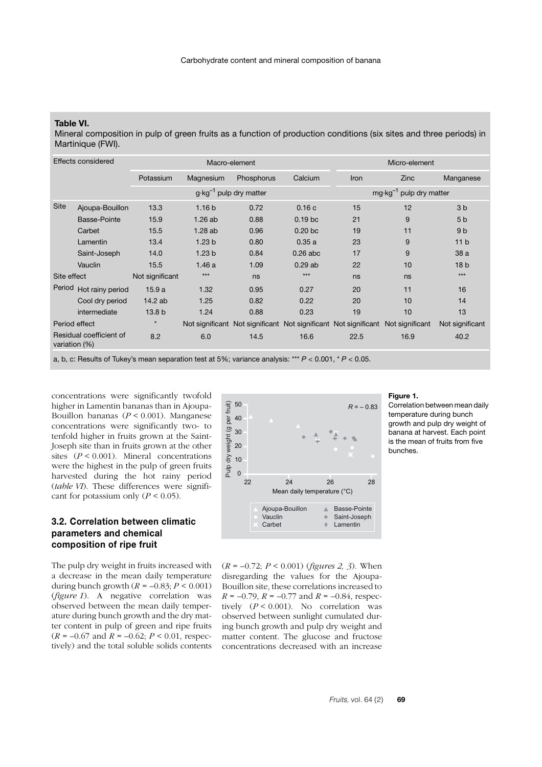**Table VI.**
Mineral composition in pulp of green fruits as a function of production conditions (six sites and three periods) in Martinique (FWI).

| Effects considered | | Macro-element | | | | Micro-element | | |
|---|---|---|---|---|---|---|---|---|
| | | Potassium | Magnesium | Phosphorus | Calcium | Iron | Zinc | Manganese |
| | | $g \cdot kg^{-1}$ pulp dry matter | | | | $mg \cdot kg^{-1}$ pulp dry matter | | |
| Site | Ajoupa-Bouillon | 13.3 | 1.16 b | 0.72 | 0.16 c | 15 | 12 | 3 b |
| | Basse-Pointe | 15.9 | 1.26 ab | 0.88 | 0.19 bc | 21 | 9 | 5 b |
| | Carbet | 15.5 | 1.28 ab | 0.96 | 0.20 bc | 19 | 11 | 9 b |
| | Lamentin | 13.4 | 1.23 b | 0.80 | 0.35 a | 23 | 9 | 11 b |
| | Saint-Joseph | 14.0 | 1.23 b | 0.84 | 0.26 abc | 17 | 9 | 38 a |
| | Vauclin | 15.5 | 1.46 a | 1.09 | 0.29 ab | 22 | 10 | 18 b |
| Site effect | | Not significant | *** | ns | *** | ns | ns | *** |
| Period | Hot rainy period | 15.9 a | 1.32 | 0.95 | 0.27 | 20 | 11 | 16 |
| | Cool dry period | 14.2 ab | 1.25 | 0.82 | 0.22 | 20 | 10 | 14 |
| | intermediate | 13.8 b | 1.24 | 0.88 | 0.23 | 19 | 10 | 13 |
| Period effect | | * | Not significant | Not significant | Not significant | Not significant | Not significant | Not significant |
| Residual coefficient of variation (%) | | 8.2 | 6.0 | 14.5 | 16.6 | 22.5 | 16.9 | 40.2 |

a, b, c: Results of Tukey's mean separation test at 5%; variance analysis: *** $P < 0.001$, * $P < 0.05$.

concentrations were significantly twofold higher in Lamentin bananas than in Ajoupa-Bouillon bananas ($P < 0.001$). Manganese concentrations were significantly two- to tenfold higher in fruits grown at the Saint-Joseph site than in fruits grown at the other sites ($P < 0.001$). Mineral concentrations were the highest in the pulp of green fruits harvested during the hot rainy period (*table VI*). These differences were significant for potassium only ($P < 0.05$).

### 3.2. Correlation between climatic parameters and chemical composition of ripe fruit

The pulp dry weight in fruits increased with a decrease in the mean daily temperature during bunch growth ($R = -0.83$; $P < 0.001$) (*figure 1*). A negative correlation was observed between the mean daily temperature during bunch growth and the dry matter content in pulp of green and ripe fruits ($R = -0.67$ and $R = -0.62$; $P < 0.01$, respectively) and the total soluble solids contents ($R = -0.72$; $P < 0.001$) (*figures 2, 3*). When disregarding the values for the Ajoupa-Bouillon site, these correlations increased to $R = -0.79$, $R = -0.77$ and $R = -0.84$, respectively ($P < 0.001$). No correlation was observed between sunlight cumulated during bunch growth and pulp dry weight and matter content. The glucose and fructose concentrations decreased with an increase

**Figure 1.**
Correlation between mean daily temperature during bunch growth and pulp dry weight of banana at harvest. Each point is the mean of fruits from five bunches.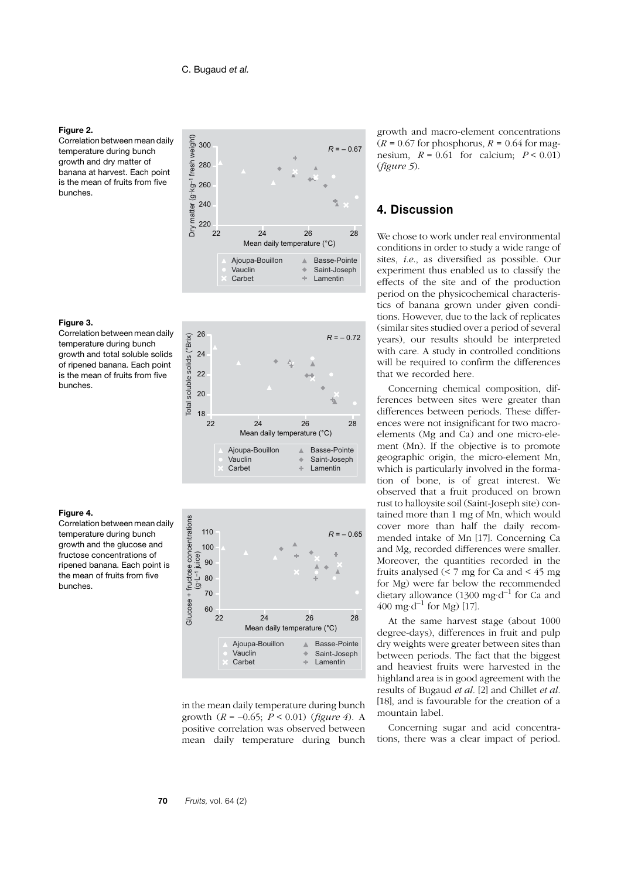**Figure 2.**
Correlation between mean daily temperature during bunch growth and dry matter of banana at harvest. Each point is the mean of fruits from five bunches.

**Figure 3.**
Correlation between mean daily temperature during bunch growth and total soluble solids of ripened banana. Each point is the mean of fruits from five bunches.

**Figure 4.**
Correlation between mean daily temperature during bunch growth and the glucose and fructose concentrations of ripened banana. Each point is the mean of fruits from five bunches.

in the mean daily temperature during bunch growth ($R = -0.65$; $P < 0.01$) (*figure 4*). A positive correlation was observed between mean daily temperature during bunch growth and macro-element concentrations ($R = 0.67$ for phosphorus, $R = 0.64$ for magnesium, $R = 0.61$ for calcium; $P < 0.01$) (*figure 5*).

## 4. Discussion

We chose to work under real environmental conditions in order to study a wide range of sites, *i.e.*, as diversified as possible. Our experiment thus enabled us to classify the effects of the site and of the production period on the physicochemical characteristics of banana grown under given conditions. However, due to the lack of replicates (similar sites studied over a period of several years), our results should be interpreted with care. A study in controlled conditions will be required to confirm the differences that we recorded here.

Concerning chemical composition, differences between sites were greater than differences between periods. These differences were not insignificant for two macro-elements (Mg and Ca) and one micro-element (Mn). If the objective is to promote geographic origin, the micro-element Mn, which is particularly involved in the formation of bone, is of great interest. We observed that a fruit produced on brown rust to halloysite soil (Saint-Joseph site) contained more than 1 mg of Mn, which would cover more than half the daily recommended intake of Mn [17]. Concerning Ca and Mg, recorded differences were smaller. Moreover, the quantities recorded in the fruits analysed (< 7 mg for Ca and < 45 mg for Mg) were far below the recommended dietary allowance (1300 mg·d$^{-1}$ for Ca and 400 mg·d$^{-1}$ for Mg) [17].

At the same harvest stage (about 1000 degree-days), differences in fruit and pulp dry weights were greater between sites than between periods. The fact that the biggest and heaviest fruits were harvested in the highland area is in good agreement with the results of Bugaud *et al.* [2] and Chillet *et al.* [18], and is favourable for the creation of a mountain label.

Concerning sugar and acid concentrations, there was a clear impact of period.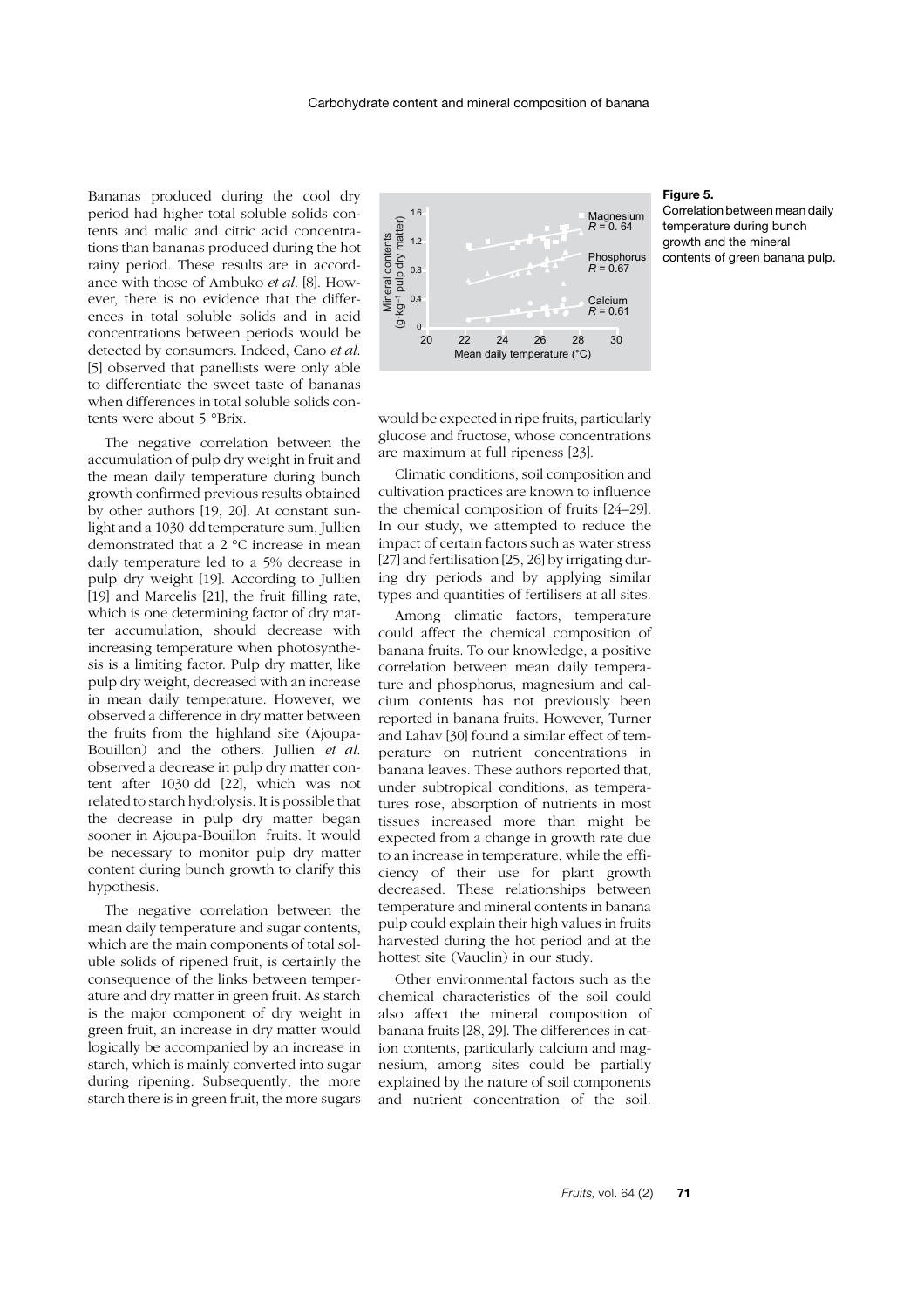Bananas produced during the cool dry period had higher total soluble solids contents and malic and citric acid concentrations than bananas produced during the hot rainy period. These results are in accordance with those of Ambuko *et al*. [8]. However, there is no evidence that the differences in total soluble solids and in acid concentrations between periods would be detected by consumers. Indeed, Cano *et al*. [5] observed that panellists were only able to differentiate the sweet taste of bananas when differences in total soluble solids contents were about 5 °Brix.

The negative correlation between the accumulation of pulp dry weight in fruit and the mean daily temperature during bunch growth confirmed previous results obtained by other authors [19, 20]. At constant sunlight and a 1030 dd temperature sum, Jullien demonstrated that a 2 °C increase in mean daily temperature led to a 5% decrease in pulp dry weight [19]. According to Jullien [19] and Marcelis [21], the fruit filling rate, which is one determining factor of dry matter accumulation, should decrease with increasing temperature when photosynthesis is a limiting factor. Pulp dry matter, like pulp dry weight, decreased with an increase in mean daily temperature. However, we observed a difference in dry matter between the fruits from the highland site (Ajoupa-Bouillon) and the others. Jullien *et al*. observed a decrease in pulp dry matter content after 1030 dd [22], which was not related to starch hydrolysis. It is possible that the decrease in pulp dry matter began sooner in Ajoupa-Bouillon fruits. It would be necessary to monitor pulp dry matter content during bunch growth to clarify this hypothesis.

The negative correlation between the mean daily temperature and sugar contents, which are the main components of total soluble solids of ripened fruit, is certainly the consequence of the links between temperature and dry matter in green fruit. As starch is the major component of dry weight in green fruit, an increase in dry matter would logically be accompanied by an increase in starch, which is mainly converted into sugar during ripening. Subsequently, the more starch there is in green fruit, the more sugars would be expected in ripe fruits, particularly glucose and fructose, whose concentrations are maximum at full ripeness [23].

**Figure 5.**
Correlation between mean daily temperature during bunch growth and the mineral contents of green banana pulp.

Climatic conditions, soil composition and cultivation practices are known to influence the chemical composition of fruits [24–29]. In our study, we attempted to reduce the impact of certain factors such as water stress [27] and fertilisation [25, 26] by irrigating during dry periods and by applying similar types and quantities of fertilisers at all sites.

Among climatic factors, temperature could affect the chemical composition of banana fruits. To our knowledge, a positive correlation between mean daily temperature and phosphorus, magnesium and calcium contents has not previously been reported in banana fruits. However, Turner and Lahav [30] found a similar effect of temperature on nutrient concentrations in banana leaves. These authors reported that, under subtropical conditions, as temperatures rose, absorption of nutrients in most tissues increased more than might be expected from a change in growth rate due to an increase in temperature, while the efficiency of their use for plant growth decreased. These relationships between temperature and mineral contents in banana pulp could explain their high values in fruits harvested during the hot period and at the hottest site (Vauclin) in our study.

Other environmental factors such as the chemical characteristics of the soil could also affect the mineral composition of banana fruits [28, 29]. The differences in cation contents, particularly calcium and magnesium, among sites could be partially explained by the nature of soil components and nutrient concentration of the soil.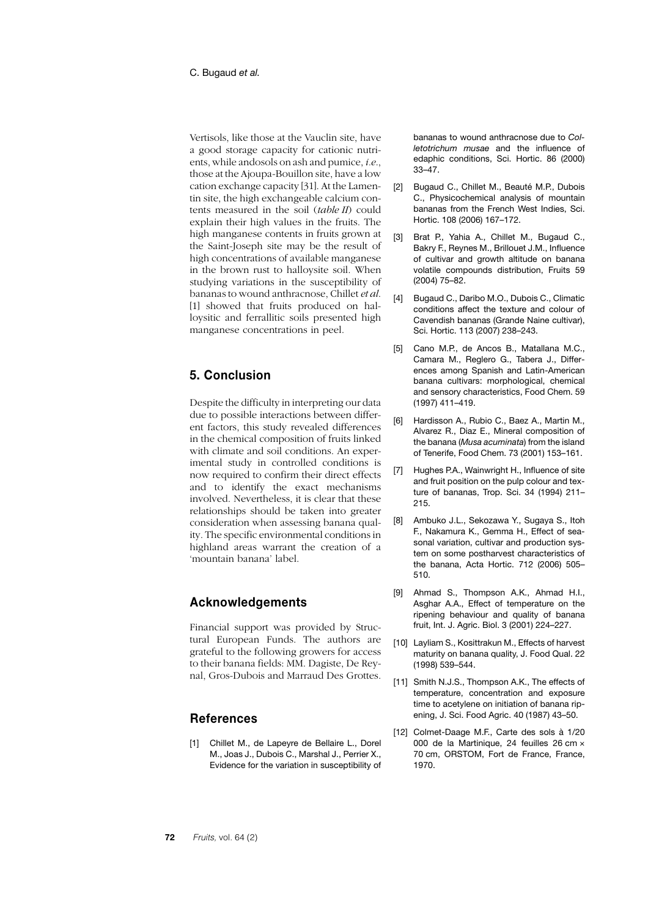Vertisols, like those at the Vauclin site, have a good storage capacity for cationic nutrients, while andosols on ash and pumice, *i.e.*, those at the Ajoupa-Bouillon site, have a low cation exchange capacity [31]. At the Lamentin site, the high exchangeable calcium contents measured in the soil (*table II*) could explain their high values in the fruits. The high manganese contents in fruits grown at the Saint-Joseph site may be the result of high concentrations of available manganese in the brown rust to halloysite soil. When studying variations in the susceptibility of bananas to wound anthracnose, Chillet *et al.* [1] showed that fruits produced on halloysitic and ferrallitic soils presented high manganese concentrations in peel.

## 5. Conclusion

Despite the difficulty in interpreting our data due to possible interactions between different factors, this study revealed differences in the chemical composition of fruits linked with climate and soil conditions. An experimental study in controlled conditions is now required to confirm their direct effects and to identify the exact mechanisms involved. Nevertheless, it is clear that these relationships should be taken into greater consideration when assessing banana quality. The specific environmental conditions in highland areas warrant the creation of a 'mountain banana' label.

## Acknowledgements

Financial support was provided by Structural European Funds. The authors are grateful to the following growers for access to their banana fields: MM. Dagiste, De Reynal, Gros-Dubois and Marraud Des Grottes.

## References

[1] Chillet M., de Lapeyre de Bellaire L., Dorel M., Joas J., Dubois C., Marshal J., Perrier X., Evidence for the variation in susceptibility of bananas to wound anthracnose due to *Colletotrichum musae* and the influence of edaphic conditions, Sci. Hortic. 86 (2000) 33–47.

[2] Bugaud C., Chillet M., Beauté M.P., Dubois C., Physicochemical analysis of mountain bananas from the French West Indies, Sci. Hortic. 108 (2006) 167–172.

[3] Brat P., Yahia A., Chillet M., Bugaud C., Bakry F., Reynes M., Brillouet J.M., Influence of cultivar and growth altitude on banana volatile compounds distribution, Fruits 59 (2004) 75–82.

[4] Bugaud C., Daribo M.O., Dubois C., Climatic conditions affect the texture and colour of Cavendish bananas (Grande Naine cultivar), Sci. Hortic. 113 (2007) 238–243.

[5] Cano M.P., de Ancos B., Matallana M.C., Camara M., Reglero G., Tabera J., Differences among Spanish and Latin-American banana cultivars: morphological, chemical and sensory characteristics, Food Chem. 59 (1997) 411–419.

[6] Hardisson A., Rubio C., Baez A., Martin M., Alvarez R., Diaz E., Mineral composition of the banana (*Musa acuminata*) from the island of Tenerife, Food Chem. 73 (2001) 153–161.

[7] Hughes P.A., Wainwright H., Influence of site and fruit position on the pulp colour and texture of bananas, Trop. Sci. 34 (1994) 211–215.

[8] Ambuko J.L., Sekozawa Y., Sugaya S., Itoh F., Nakamura K., Gemma H., Effect of seasonal variation, cultivar and production system on some postharvest characteristics of the banana, Acta Hortic. 712 (2006) 505–510.

[9] Ahmad S., Thompson A.K., Ahmad H.I., Asghar A.A., Effect of temperature on the ripening behaviour and quality of banana fruit, Int. J. Agric. Biol. 3 (2001) 224–227.

[10] Layliam S., Kosittrakun M., Effects of harvest maturity on banana quality, J. Food Qual. 22 (1998) 539–544.

[11] Smith N.J.S., Thompson A.K., The effects of temperature, concentration and exposure time to acetylene on initiation of banana ripening, J. Sci. Food Agric. 40 (1987) 43–50.

[12] Colmet-Daage M.F., Carte des sols à 1/20 000 de la Martinique, 24 feuilles 26 cm × 70 cm, ORSTOM, Fort de France, France, 1970.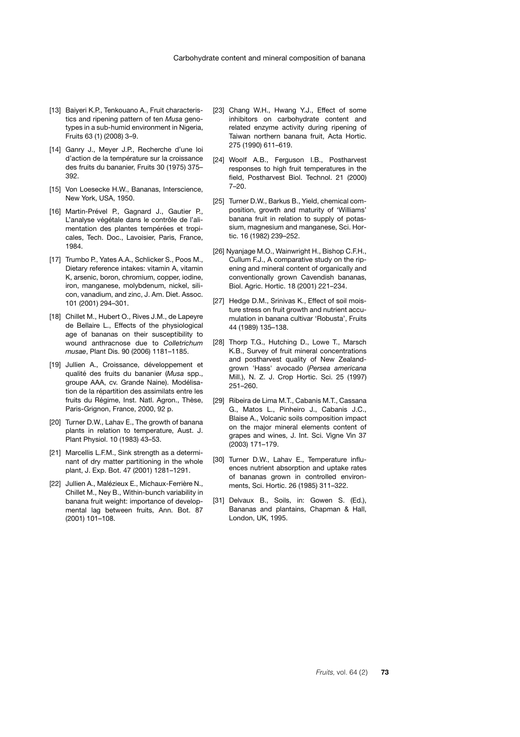[13] Baiyeri K.P., Tenkouano A., Fruit characteristics and ripening pattern of ten *Musa* genotypes in a sub-humid environment in Nigeria, Fruits 63 (1) (2008) 3–9.

[14] Ganry J., Meyer J.P., Recherche d'une loi d'action de la température sur la croissance des fruits du bananier, Fruits 30 (1975) 375–392.

[15] Von Loesecke H.W., Bananas, Interscience, New York, USA, 1950.

[16] Martin-Prével P., Gagnard J., Gautier P., L'analyse végétale dans le contrôle de l'alimentation des plantes tempérées et tropicales, Tech. Doc., Lavoisier, Paris, France, 1984.

[17] Trumbo P., Yates A.A., Schlicker S., Poos M., Dietary reference intakes: vitamin A, vitamin K, arsenic, boron, chromium, copper, iodine, iron, manganese, molybdenum, nickel, silicon, vanadium, and zinc, J. Am. Diet. Assoc. 101 (2001) 294–301.

[18] Chillet M., Hubert O., Rives J.M., de Lapeyre de Bellaire L., Effects of the physiological age of bananas on their susceptibility to wound anthracnose due to *Colletrichum musae*, Plant Dis. 90 (2006) 1181–1185.

[19] Jullien A., Croissance, développement et qualité des fruits du bananier (*Musa* spp., groupe AAA, cv. Grande Naine). Modélisation de la répartition des assimilats entre les fruits du Régime, Inst. Natl. Agron., Thèse, Paris-Grignon, France, 2000, 92 p.

[20] Turner D.W., Lahav E., The growth of banana plants in relation to temperature, Aust. J. Plant Physiol. 10 (1983) 43–53.

[21] Marcellis L.F.M., Sink strength as a determinant of dry matter partitioning in the whole plant, J. Exp. Bot. 47 (2001) 1281–1291.

[22] Jullien A., Malézieux E., Michaux-Ferrière N., Chillet M., Ney B., Within-bunch variability in banana fruit weight: importance of developmental lag between fruits, Ann. Bot. 87 (2001) 101–108.

[23] Chang W.H., Hwang Y.J., Effect of some inhibitors on carbohydrate content and related enzyme activity during ripening of Taiwan northern banana fruit, Acta Hortic. 275 (1990) 611–619.

[24] Woolf A.B., Ferguson I.B., Postharvest responses to high fruit temperatures in the field, Postharvest Biol. Technol. 21 (2000) 7–20.

[25] Turner D.W., Barkus B., Yield, chemical composition, growth and maturity of 'Williams' banana fruit in relation to supply of potassium, magnesium and manganese, Sci. Hortic. 16 (1982) 239–252.

[26] Nyanjage M.O., Wainwright H., Bishop C.F.H., Cullum F.J., A comparative study on the ripening and mineral content of organically and conventionally grown Cavendish bananas, Biol. Agric. Hortic. 18 (2001) 221–234.

[27] Hedge D.M., Srinivas K., Effect of soil moisture stress on fruit growth and nutrient accumulation in banana cultivar 'Robusta', Fruits 44 (1989) 135–138.

[28] Thorp T.G., Hutching D., Lowe T., Marsch K.B., Survey of fruit mineral concentrations and postharvest quality of New Zealand-grown 'Hass' avocado (*Persea americana* Mill.), N. Z. J. Crop Hortic. Sci. 25 (1997) 251–260.

[29] Ribeira de Lima M.T., Cabanis M.T., Cassana G., Matos L., Pinheiro J., Cabanis J.C., Blaise A., Volcanic soils composition impact on the major mineral elements content of grapes and wines, J. Int. Sci. Vigne Vin 37 (2003) 171–179.

[30] Turner D.W., Lahav E., Temperature influences nutrient absorption and uptake rates of bananas grown in controlled environments, Sci. Hortic. 26 (1985) 311–322.

[31] Delvaux B., Soils, in: Gowen S. (Ed.), Bananas and plantains, Chapman & Hall, London, UK, 1995.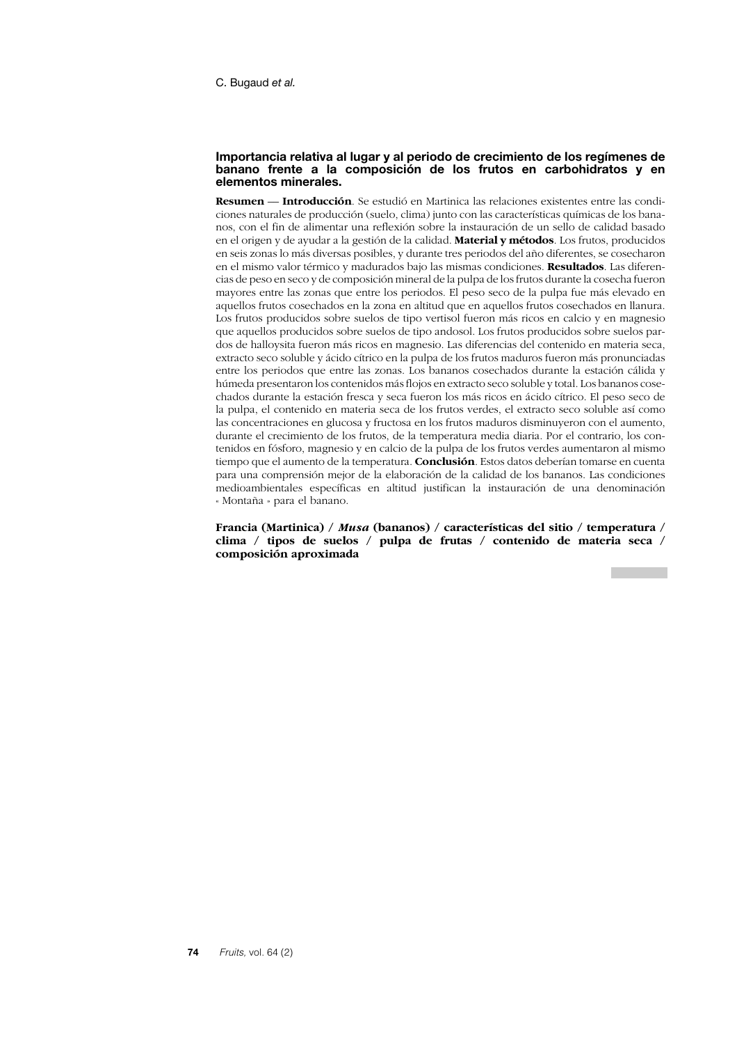### Importancia relativa al lugar y al periodo de crecimiento de los regímenes de banano frente a la composición de los frutos en carbohidratos y en elementos minerales.

**Resumen** — **Introducción**. Se estudió en Martinica las relaciones existentes entre las condiciones naturales de producción (suelo, clima) junto con las características químicas de los bananos, con el fin de alimentar una reflexión sobre la instauración de un sello de calidad basado en el origen y de ayudar a la gestión de la calidad. **Material y métodos**. Los frutos, producidos en seis zonas lo más diversas posibles, y durante tres periodos del año diferentes, se cosecharon en el mismo valor térmico y madurados bajo las mismas condiciones. **Resultados**. Las diferencias de peso en seco y de composición mineral de la pulpa de los frutos durante la cosecha fueron mayores entre las zonas que entre los periodos. El peso seco de la pulpa fue más elevado en aquellos frutos cosechados en la zona en altitud que en aquellos frutos cosechados en llanura. Los frutos producidos sobre suelos de tipo vertisol fueron más ricos en calcio y en magnesio que aquellos producidos sobre suelos de tipo andosol. Los frutos producidos sobre suelos pardos de halloysita fueron más ricos en magnesio. Las diferencias del contenido en materia seca, extracto seco soluble y ácido cítrico en la pulpa de los frutos maduros fueron más pronunciadas entre los periodos que entre las zonas. Los bananos cosechados durante la estación cálida y húmeda presentaron los contenidos más flojos en extracto seco soluble y total. Los bananos cosechados durante la estación fresca y seca fueron los más ricos en ácido cítrico. El peso seco de la pulpa, el contenido en materia seca de los frutos verdes, el extracto seco soluble así como las concentraciones en glucosa y fructosa en los frutos maduros disminuyeron con el aumento, durante el crecimiento de los frutos, de la temperatura media diaria. Por el contrario, los contenidos en fósforo, magnesio y en calcio de la pulpa de los frutos verdes aumentaron al mismo tiempo que el aumento de la temperatura. **Conclusión**. Estos datos deberían tomarse en cuenta para una comprensión mejor de la elaboración de la calidad de los bananos. Las condiciones medioambientales específicas en altitud justifican la instauración de una denominación « Montaña » para el banano.

**Francia (Martinica) / *Musa* (bananos) / características del sitio / temperatura / clima / tipos de suelos / pulpa de frutas / contenido de materia seca / composición aproximada**